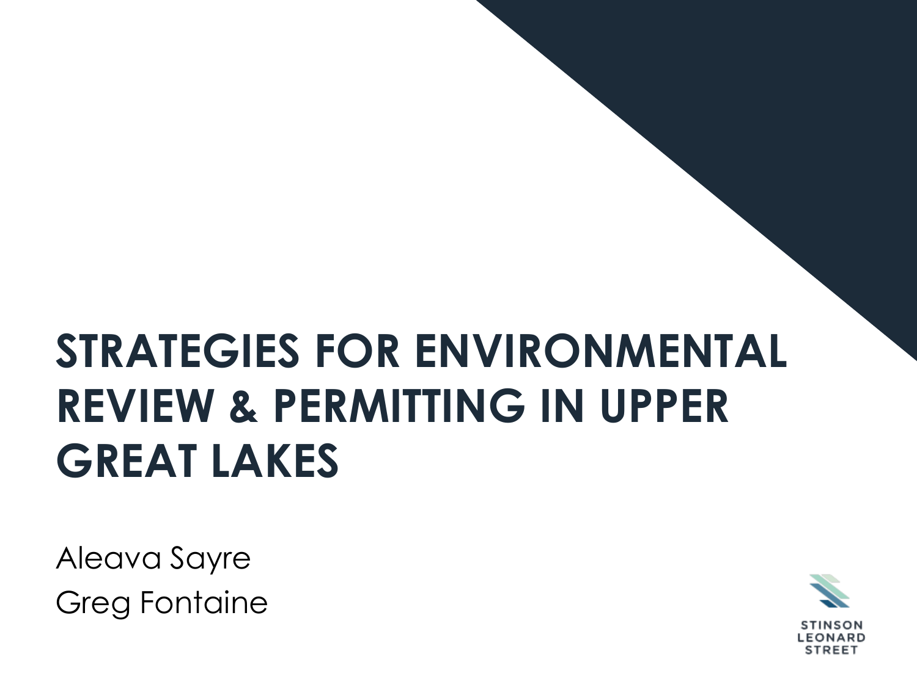# STRATEGIES FOR ENVIRONMENTAL REVIEW & PERMITTING IN UPPER GREAT LAKES

Aleava Sayre
Greg Fontaine

STINSON LEONARD STREET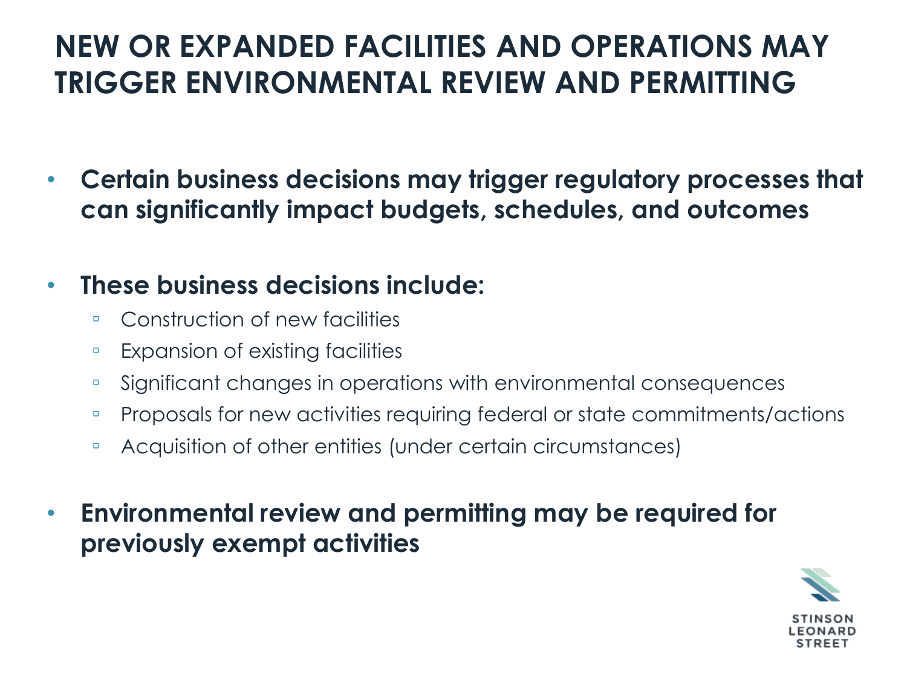# NEW OR EXPANDED FACILITIES AND OPERATIONS MAY TRIGGER ENVIRONMENTAL REVIEW AND PERMITTING

- **Certain business decisions may trigger regulatory processes that can significantly impact budgets, schedules, and outcomes**

- **These business decisions include:**
  - Construction of new facilities
  - Expansion of existing facilities
  - Significant changes in operations with environmental consequences
  - Proposals for new activities requiring federal or state commitments/actions
  - Acquisition of other entities (under certain circumstances)

- **Environmental review and permitting may be required for previously exempt activities**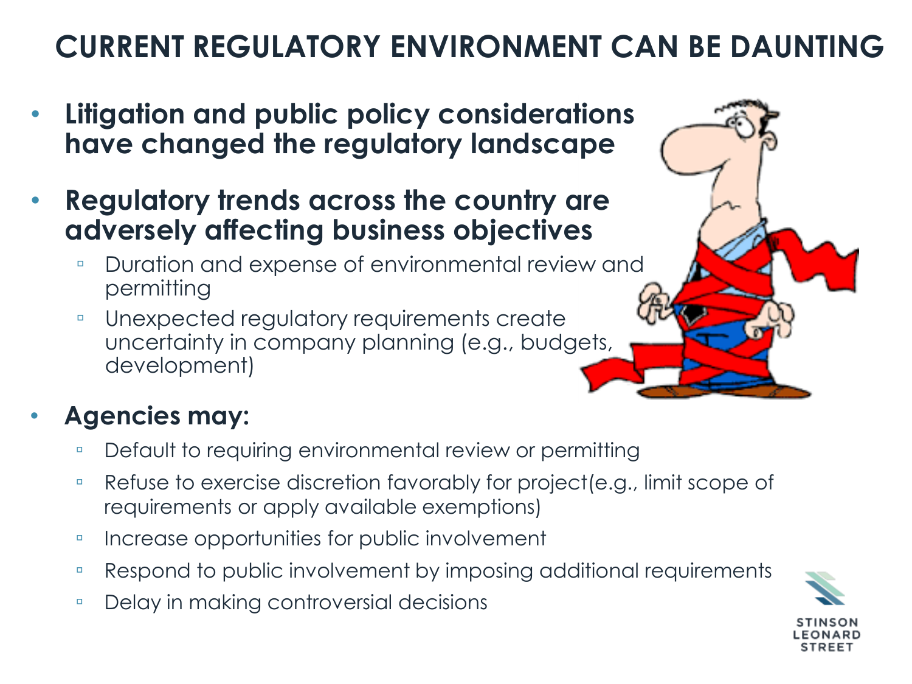# CURRENT REGULATORY ENVIRONMENT CAN BE DAUNTING

- **Litigation and public policy considerations have changed the regulatory landscape**
- **Regulatory trends across the country are adversely affecting business objectives**
  - Duration and expense of environmental review and permitting
  - Unexpected regulatory requirements create uncertainty in company planning (e.g., budgets, development)
- **Agencies may:**
  - Default to requiring environmental review or permitting
  - Refuse to exercise discretion favorably for project(e.g., limit scope of requirements or apply available exemptions)
  - Increase opportunities for public involvement
  - Respond to public involvement by imposing additional requirements
  - Delay in making controversial decisions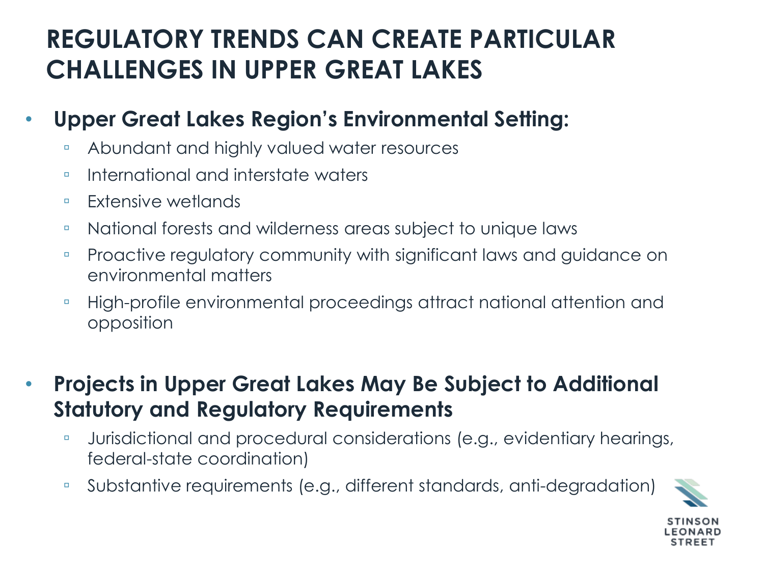# REGULATORY TRENDS CAN CREATE PARTICULAR CHALLENGES IN UPPER GREAT LAKES

- **Upper Great Lakes Region's Environmental Setting:**
  - Abundant and highly valued water resources
  - International and interstate waters
  - Extensive wetlands
  - National forests and wilderness areas subject to unique laws
  - Proactive regulatory community with significant laws and guidance on environmental matters
  - High-profile environmental proceedings attract national attention and opposition

- **Projects in Upper Great Lakes May Be Subject to Additional Statutory and Regulatory Requirements**
  - Jurisdictional and procedural considerations (e.g., evidentiary hearings, federal-state coordination)
  - Substantive requirements (e.g., different standards, anti-degradation)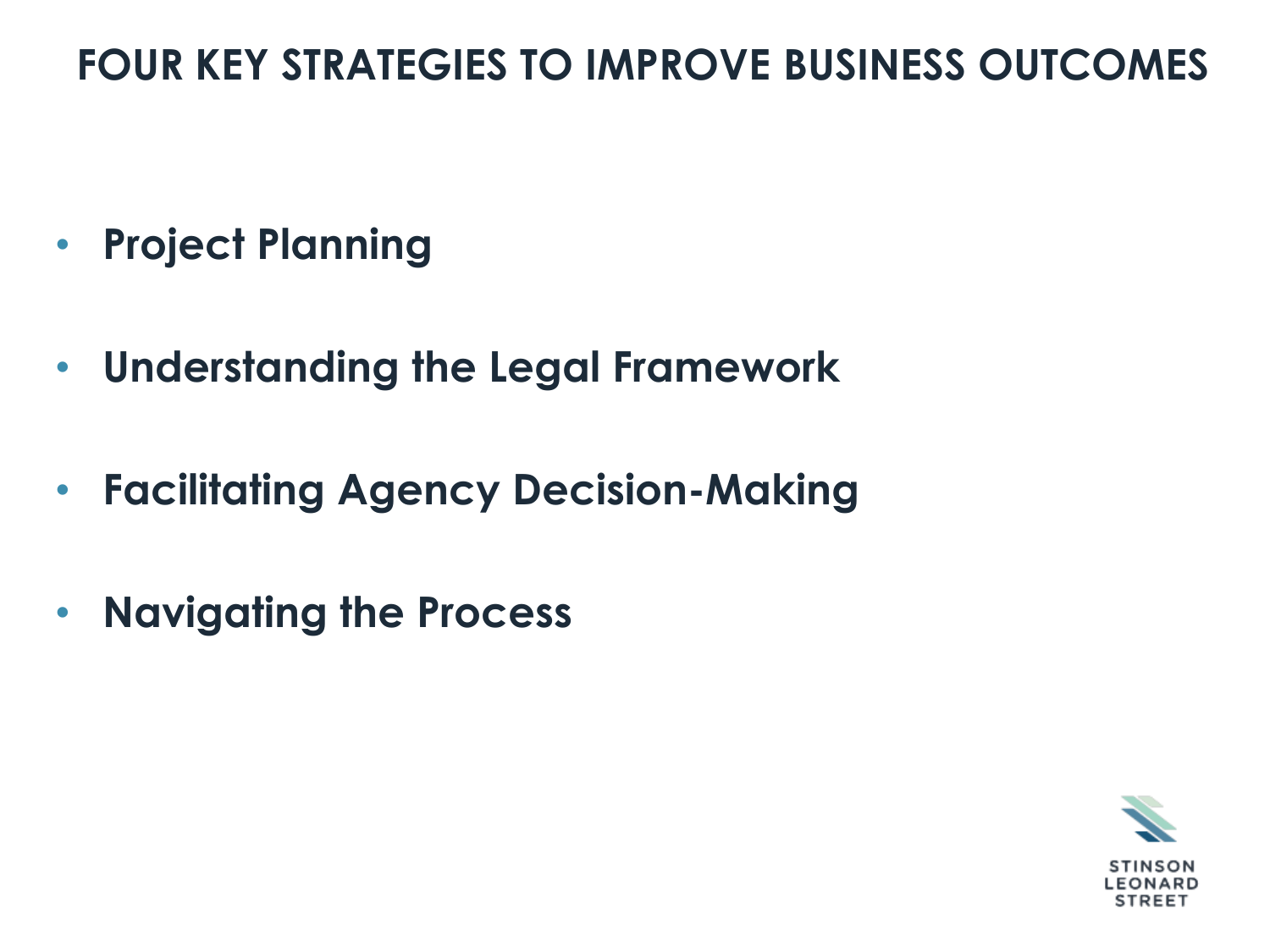# FOUR KEY STRATEGIES TO IMPROVE BUSINESS OUTCOMES

- **Project Planning**
- **Understanding the Legal Framework**
- **Facilitating Agency Decision-Making**
- **Navigating the Process**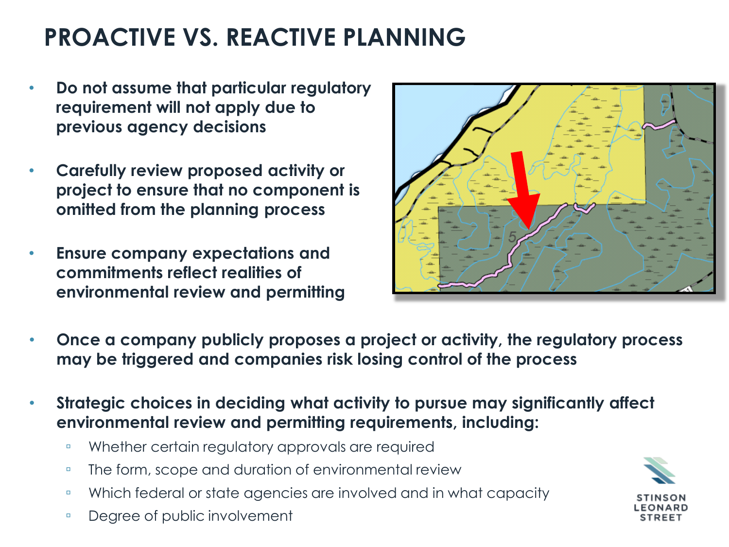# PROACTIVE VS. REACTIVE PLANNING

- **Do not assume that particular regulatory requirement will not apply due to previous agency decisions**
- **Carefully review proposed activity or project to ensure that no component is omitted from the planning process**
- **Ensure company expectations and commitments reflect realities of environmental review and permitting**
- **Once a company publicly proposes a project or activity, the regulatory process may be triggered and companies risk losing control of the process**
- **Strategic choices in deciding what activity to pursue may significantly affect environmental review and permitting requirements, including:**
  - Whether certain regulatory approvals are required
  - The form, scope and duration of environmental review
  - Which federal or state agencies are involved and in what capacity
  - Degree of public involvement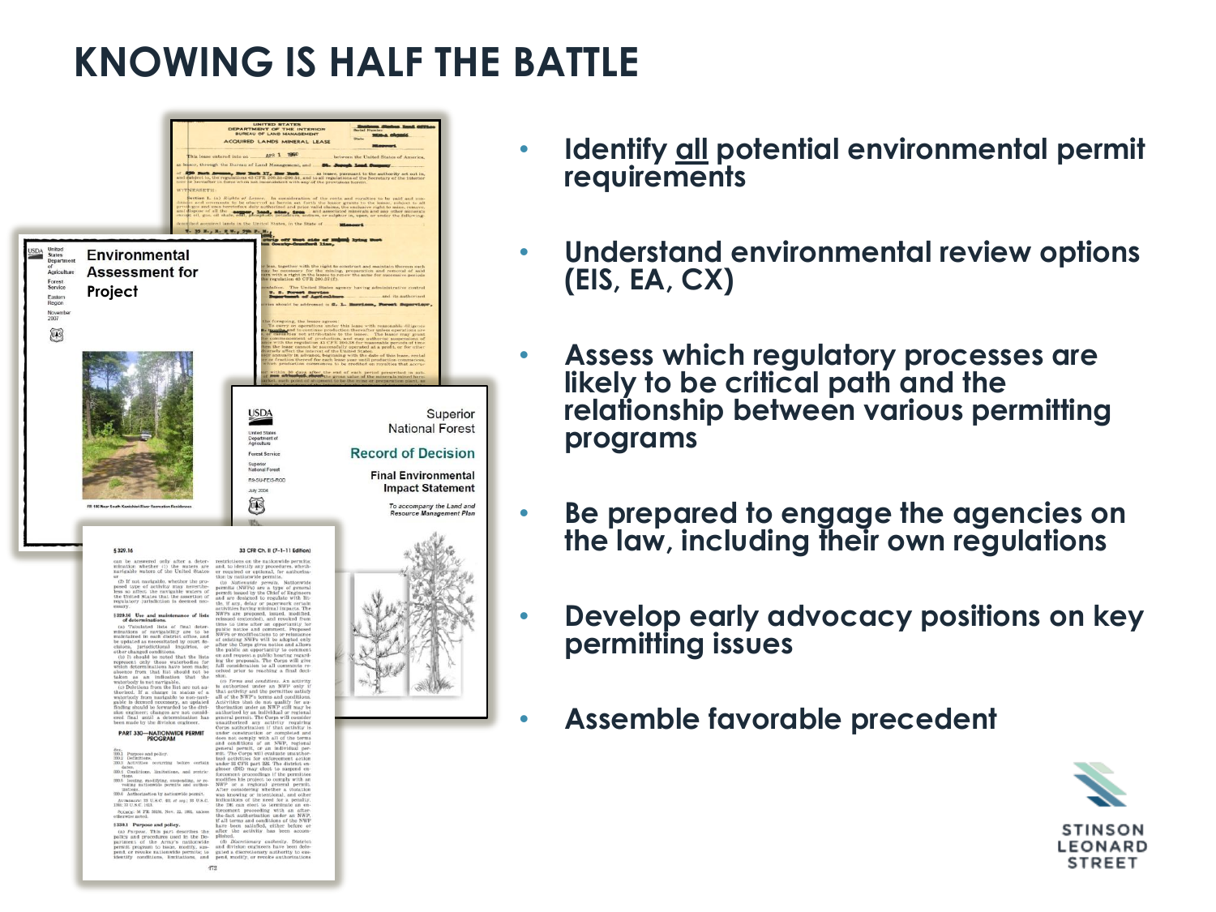# KNOWING IS HALF THE BATTLE

- Identify all potential environmental permit requirements
- Understand environmental review options (EIS, EA, CX)
- Assess which regulatory processes are likely to be critical path and the relationship between various permitting programs
- Be prepared to engage the agencies on the law, including their own regulations
- Develop early advocacy positions on key permitting issues
- Assemble favorable precedent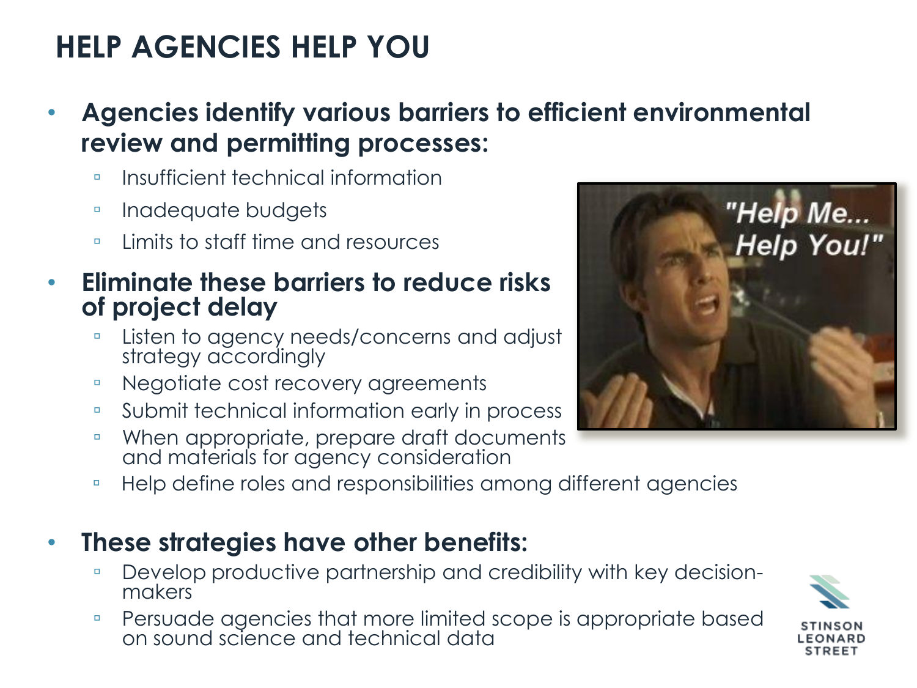# HELP AGENCIES HELP YOU

- **Agencies identify various barriers to efficient environmental review and permitting processes:**
  - Insufficient technical information
  - Inadequate budgets
  - Limits to staff time and resources
- **Eliminate these barriers to reduce risks of project delay**
  - Listen to agency needs/concerns and adjust strategy accordingly
  - Negotiate cost recovery agreements
  - Submit technical information early in process
  - When appropriate, prepare draft documents and materials for agency consideration
  - Help define roles and responsibilities among different agencies
- **These strategies have other benefits:**
  - Develop productive partnership and credibility with key decision-makers
  - Persuade agencies that more limited scope is appropriate based on sound science and technical data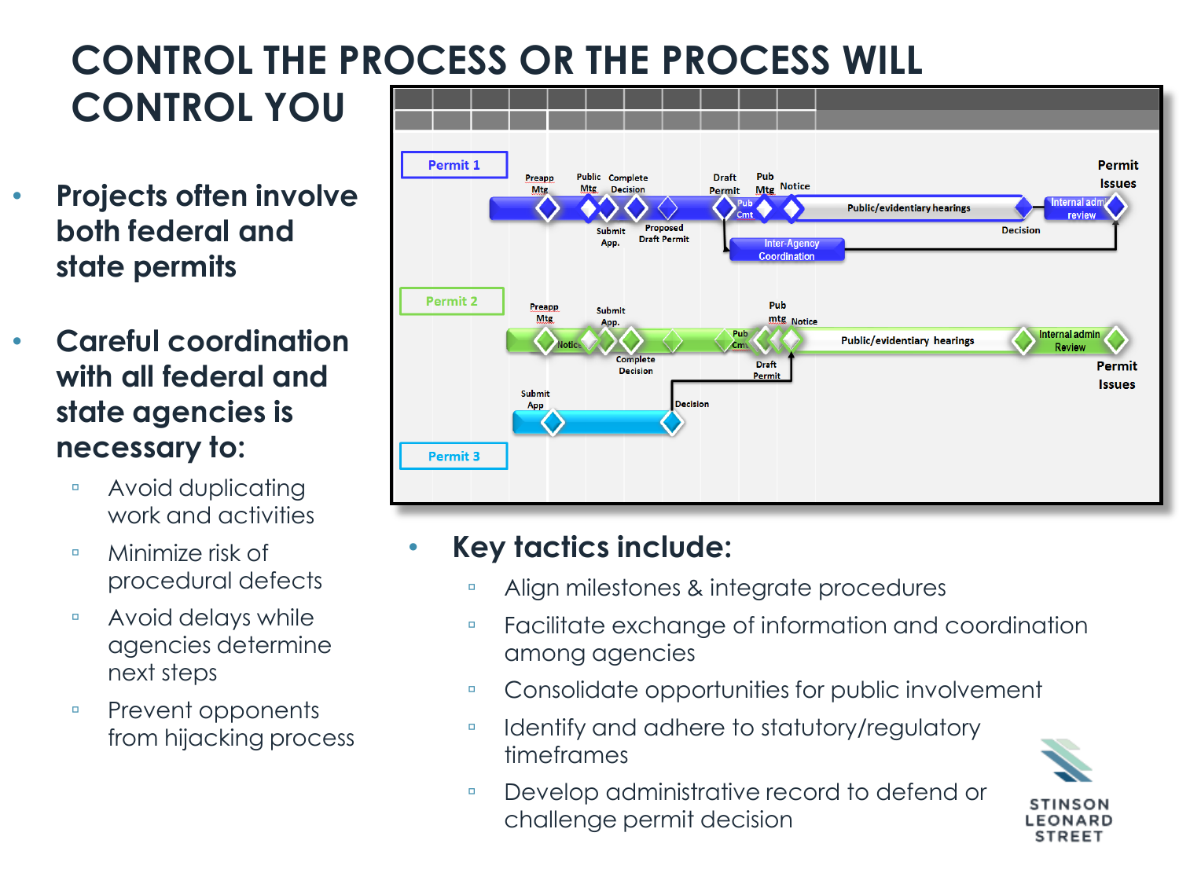# CONTROL THE PROCESS OR THE PROCESS WILL CONTROL YOU

- **Projects often involve both federal and state permits**
- **Careful coordination with all federal and state agencies is necessary to:**
  - Avoid duplicating work and activities
  - Minimize risk of procedural defects
  - Avoid delays while agencies determine next steps
  - Prevent opponents from hijacking process

- **Key tactics include:**
  - Align milestones & integrate procedures
  - Facilitate exchange of information and coordination among agencies
  - Consolidate opportunities for public involvement
  - Identify and adhere to statutory/regulatory timeframes
  - Develop administrative record to defend or challenge permit decision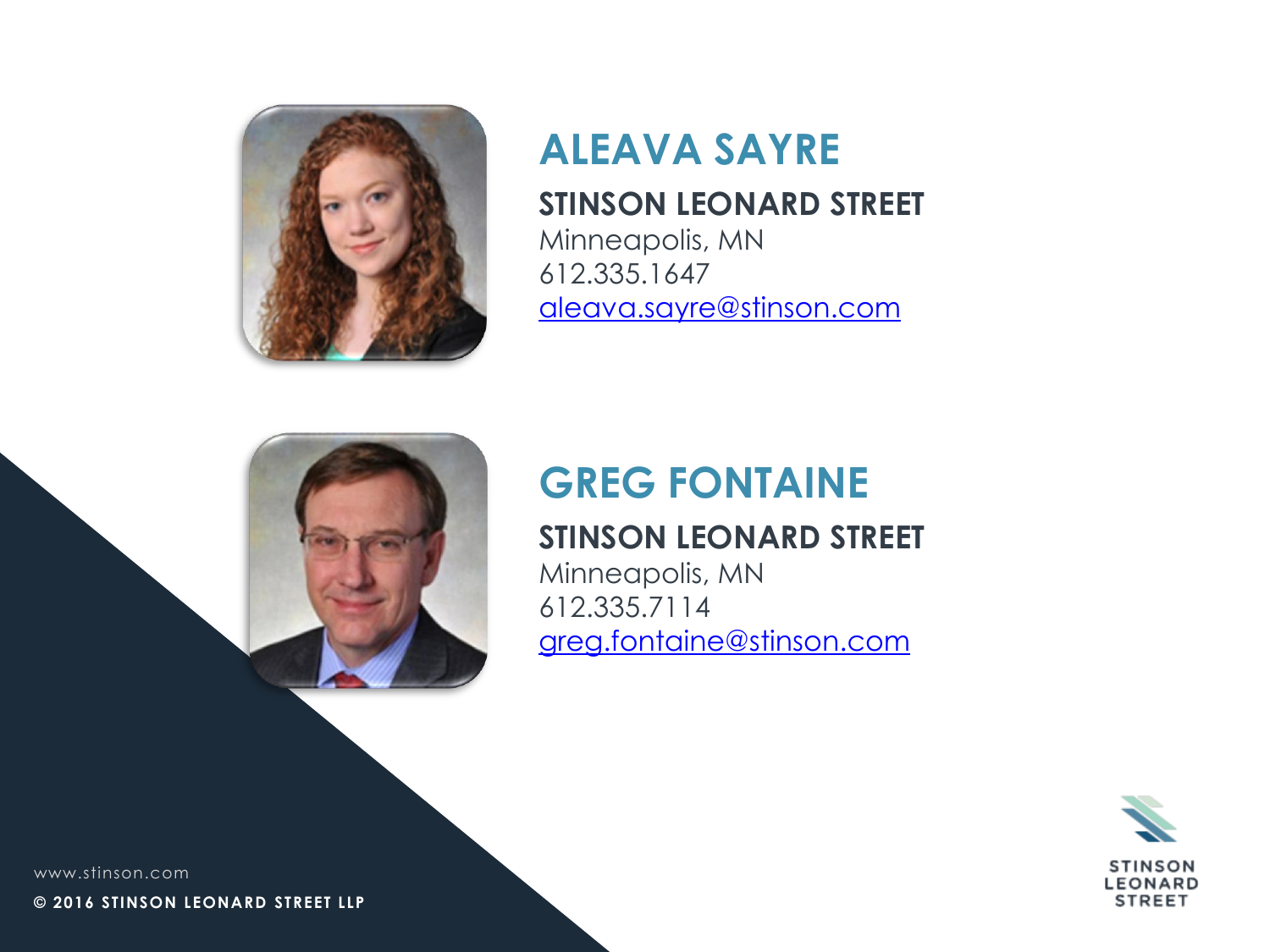## ALEAVA SAYRE

**STINSON LEONARD STREET**

Minneapolis, MN

612.335.1647

aleava.sayre@stinson.com

## GREG FONTAINE

**STINSON LEONARD STREET**

Minneapolis, MN

612.335.7114

greg.fontaine@stinson.com

www.stinson.com

**© 2016 STINSON LEONARD STREET LLP**

STINSON LEONARD STREET